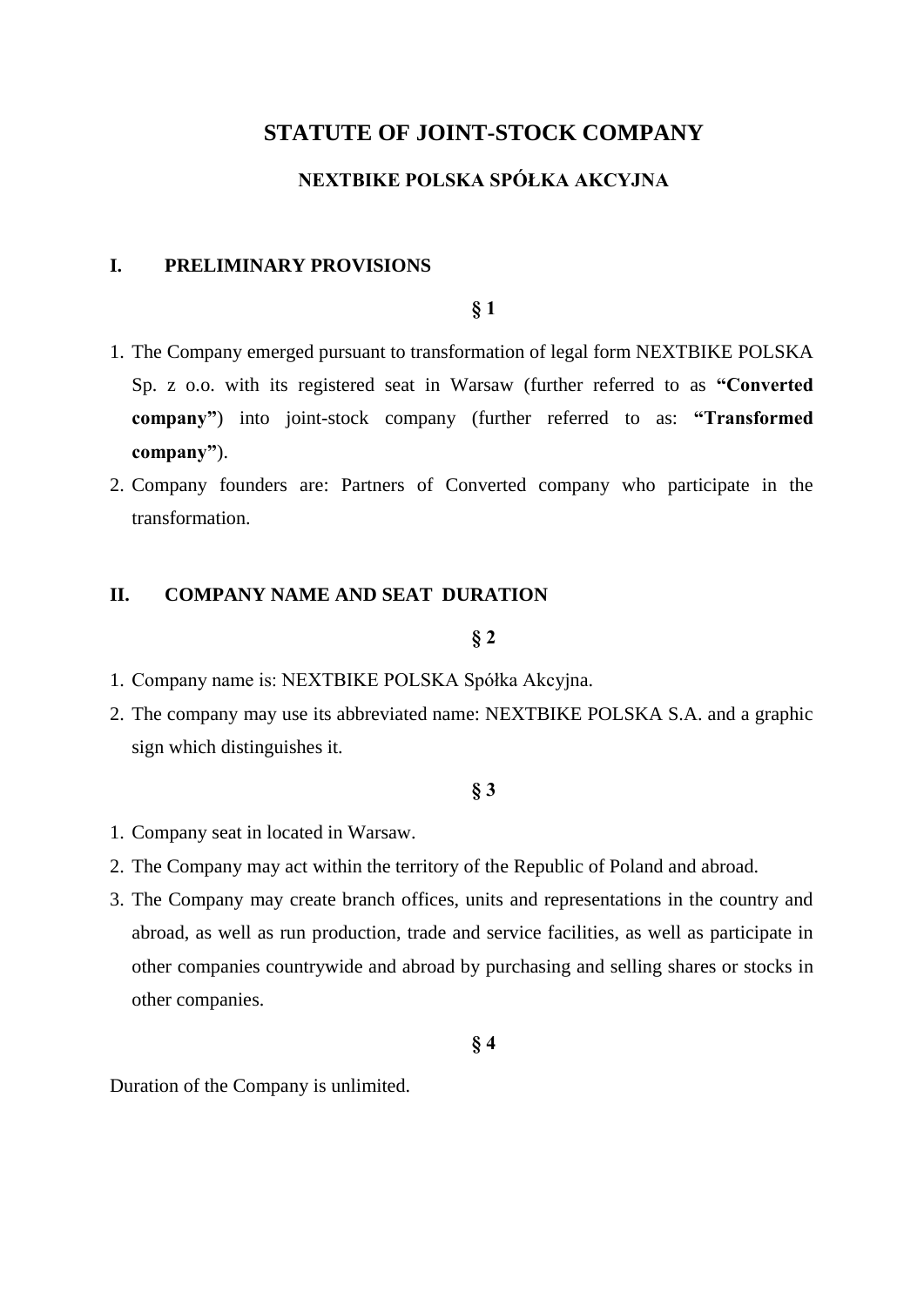# STATUTE OF JOINT-STOCK COMPANY

## NEXTBIKE POLSKA SPÓŁKA AKCYJNA

### I. PRELIMINARY PROVISIONS

**§ 1**

1. The Company emerged pursuant to transformation of legal form NEXTBIKE POLSKA Sp. z o.o. with its registered seat in Warsaw (further referred to as **"Converted company"**) into joint-stock company (further referred to as: **"Transformed company"**).
2. Company founders are: Partners of Converted company who participate in the transformation.

### II. COMPANY NAME AND SEAT DURATION

**§ 2**

1. Company name is: NEXTBIKE POLSKA Spółka Akcyjna.
2. The company may use its abbreviated name: NEXTBIKE POLSKA S.A. and a graphic sign which distinguishes it.

**§ 3**

1. Company seat in located in Warsaw.
2. The Company may act within the territory of the Republic of Poland and abroad.
3. The Company may create branch offices, units and representations in the country and abroad, as well as run production, trade and service facilities, as well as participate in other companies countrywide and abroad by purchasing and selling shares or stocks in other companies.

**§ 4**

Duration of the Company is unlimited.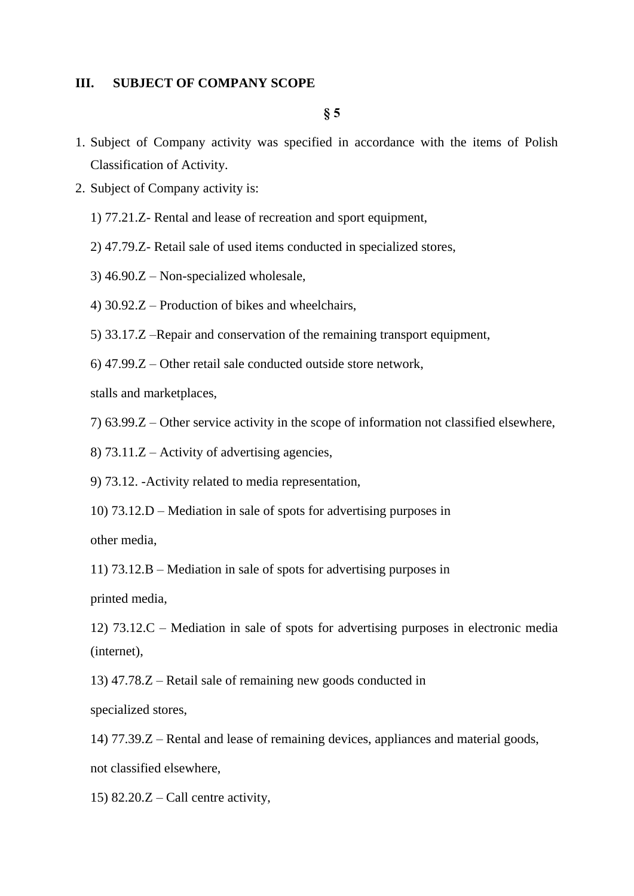## III. SUBJECT OF COMPANY SCOPE

**§ 5**

1. Subject of Company activity was specified in accordance with the items of Polish Classification of Activity.
2. Subject of Company activity is:

   1) 77.21.Z- Rental and lease of recreation and sport equipment,

   2) 47.79.Z- Retail sale of used items conducted in specialized stores,

   3) 46.90.Z – Non-specialized wholesale,

   4) 30.92.Z – Production of bikes and wheelchairs,

   5) 33.17.Z –Repair and conservation of the remaining transport equipment,

   6) 47.99.Z – Other retail sale conducted outside store network,

   stalls and marketplaces,

   7) 63.99.Z – Other service activity in the scope of information not classified elsewhere,

   8) 73.11.Z – Activity of advertising agencies,

   9) 73.12. -Activity related to media representation,

   10) 73.12.D – Mediation in sale of spots for advertising purposes in

   other media,

   11) 73.12.B – Mediation in sale of spots for advertising purposes in

   printed media,

   12) 73.12.C – Mediation in sale of spots for advertising purposes in electronic media (internet),

   13) 47.78.Z – Retail sale of remaining new goods conducted in

   specialized stores,

   14) 77.39.Z – Rental and lease of remaining devices, appliances and material goods,

   not classified elsewhere,

   15) 82.20.Z – Call centre activity,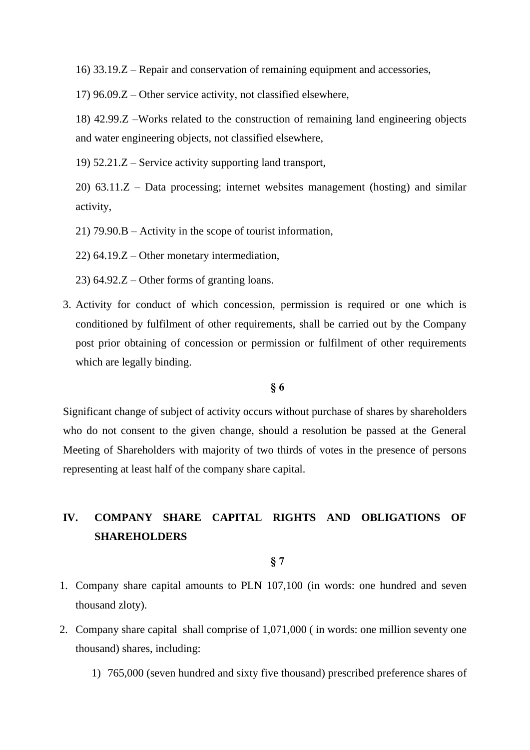16) 33.19.Z – Repair and conservation of remaining equipment and accessories,

17) 96.09.Z – Other service activity, not classified elsewhere,

18) 42.99.Z –Works related to the construction of remaining land engineering objects and water engineering objects, not classified elsewhere,

19) 52.21.Z – Service activity supporting land transport,

20) 63.11.Z – Data processing; internet websites management (hosting) and similar activity,

21) 79.90.B – Activity in the scope of tourist information,

22) 64.19.Z – Other monetary intermediation,

23) 64.92.Z – Other forms of granting loans.

3. Activity for conduct of which concession, permission is required or one which is conditioned by fulfilment of other requirements, shall be carried out by the Company post prior obtaining of concession or permission or fulfilment of other requirements which are legally binding.

**§ 6**

Significant change of subject of activity occurs without purchase of shares by shareholders who do not consent to the given change, should a resolution be passed at the General Meeting of Shareholders with majority of two thirds of votes in the presence of persons representing at least half of the company share capital.

## IV. COMPANY SHARE CAPITAL RIGHTS AND OBLIGATIONS OF SHAREHOLDERS

**§ 7**

1. Company share capital amounts to PLN 107,100 (in words: one hundred and seven thousand zloty).
2. Company share capital shall comprise of 1,071,000 ( in words: one million seventy one thousand) shares, including:
   1) 765,000 (seven hundred and sixty five thousand) prescribed preference shares of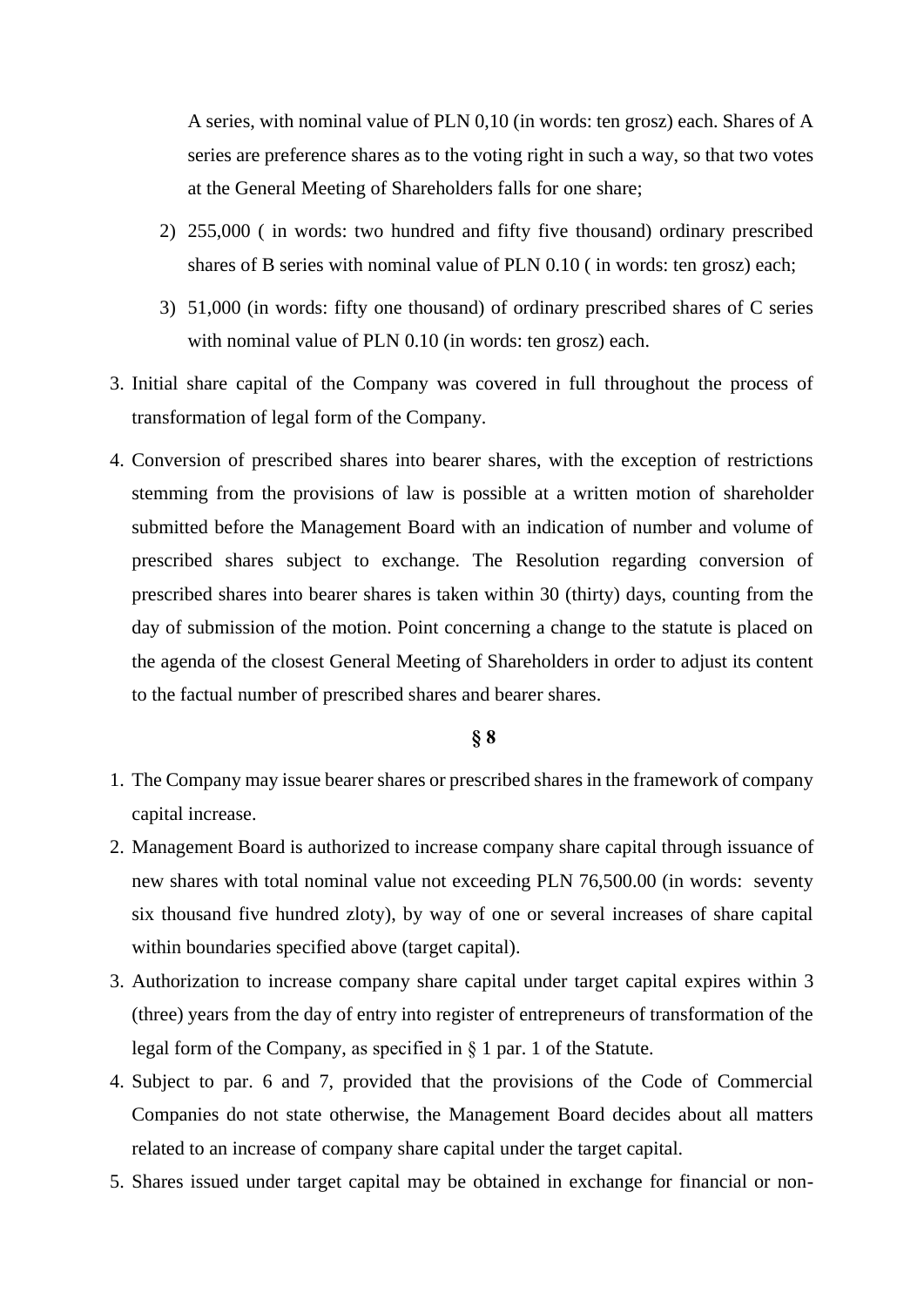A series, with nominal value of PLN 0,10 (in words: ten grosz) each. Shares of A series are preference shares as to the voting right in such a way, so that two votes at the General Meeting of Shareholders falls for one share;

2) 255,000 ( in words: two hundred and fifty five thousand) ordinary prescribed shares of B series with nominal value of PLN 0.10 ( in words: ten grosz) each;

3) 51,000 (in words: fifty one thousand) of ordinary prescribed shares of C series with nominal value of PLN 0.10 (in words: ten grosz) each.

3. Initial share capital of the Company was covered in full throughout the process of transformation of legal form of the Company.

4. Conversion of prescribed shares into bearer shares, with the exception of restrictions stemming from the provisions of law is possible at a written motion of shareholder submitted before the Management Board with an indication of number and volume of prescribed shares subject to exchange. The Resolution regarding conversion of prescribed shares into bearer shares is taken within 30 (thirty) days, counting from the day of submission of the motion. Point concerning a change to the statute is placed on the agenda of the closest General Meeting of Shareholders in order to adjust its content to the factual number of prescribed shares and bearer shares.

**§ 8**

1. The Company may issue bearer shares or prescribed shares in the framework of company capital increase.
2. Management Board is authorized to increase company share capital through issuance of new shares with total nominal value not exceeding PLN 76,500.00 (in words: seventy six thousand five hundred zloty), by way of one or several increases of share capital within boundaries specified above (target capital).
3. Authorization to increase company share capital under target capital expires within 3 (three) years from the day of entry into register of entrepreneurs of transformation of the legal form of the Company, as specified in § 1 par. 1 of the Statute.
4. Subject to par. 6 and 7, provided that the provisions of the Code of Commercial Companies do not state otherwise, the Management Board decides about all matters related to an increase of company share capital under the target capital.
5. Shares issued under target capital may be obtained in exchange for financial or non-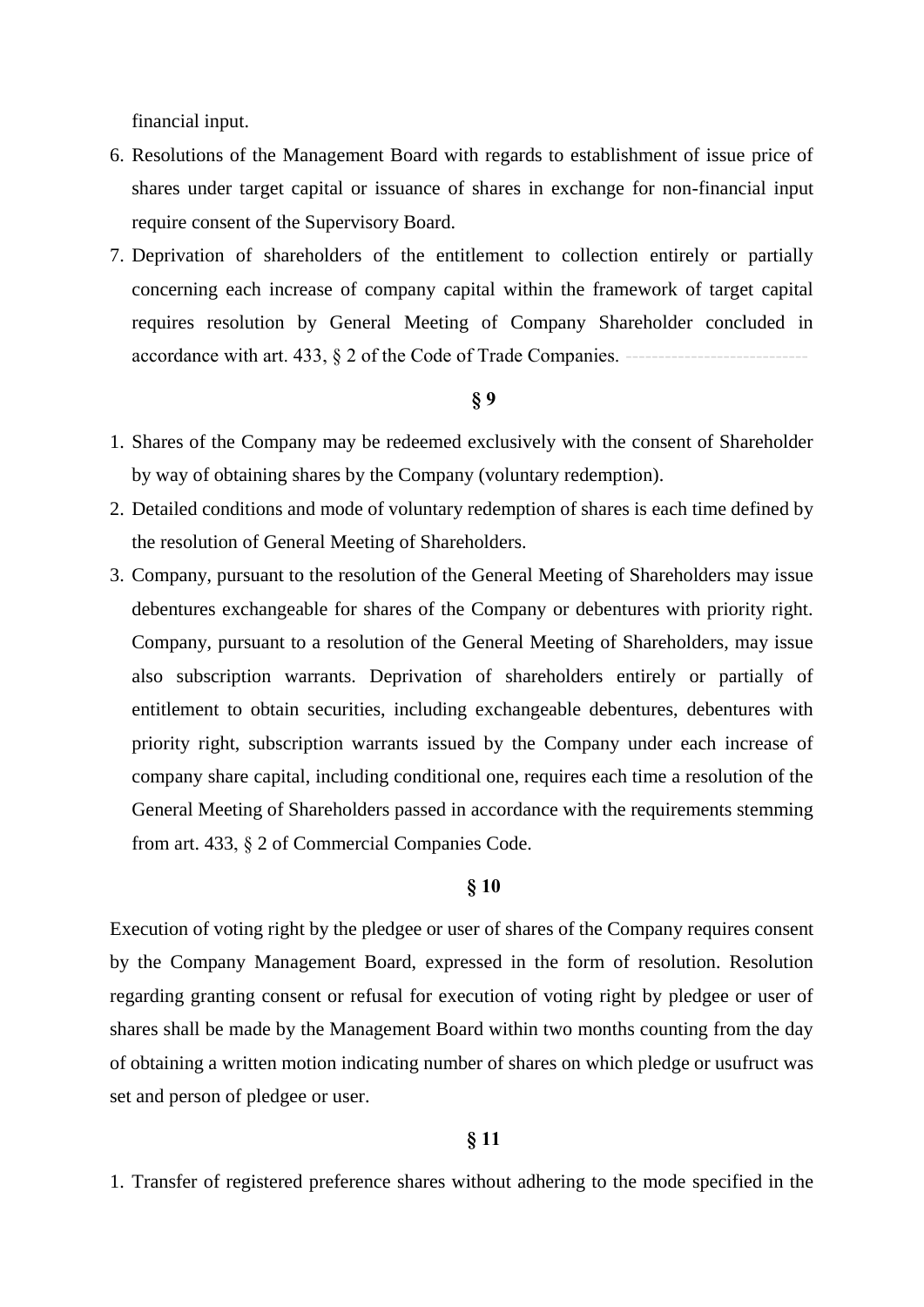financial input.

6. Resolutions of the Management Board with regards to establishment of issue price of shares under target capital or issuance of shares in exchange for non-financial input require consent of the Supervisory Board.
7. Deprivation of shareholders of the entitlement to collection entirely or partially concerning each increase of company capital within the framework of target capital requires resolution by General Meeting of Company Shareholder concluded in accordance with art. 433, § 2 of the Code of Trade Companies. ---------------------------

**§ 9**

1. Shares of the Company may be redeemed exclusively with the consent of Shareholder by way of obtaining shares by the Company (voluntary redemption).
2. Detailed conditions and mode of voluntary redemption of shares is each time defined by the resolution of General Meeting of Shareholders.
3. Company, pursuant to the resolution of the General Meeting of Shareholders may issue debentures exchangeable for shares of the Company or debentures with priority right. Company, pursuant to a resolution of the General Meeting of Shareholders, may issue also subscription warrants. Deprivation of shareholders entirely or partially of entitlement to obtain securities, including exchangeable debentures, debentures with priority right, subscription warrants issued by the Company under each increase of company share capital, including conditional one, requires each time a resolution of the General Meeting of Shareholders passed in accordance with the requirements stemming from art. 433, § 2 of Commercial Companies Code.

**§ 10**

Execution of voting right by the pledgee or user of shares of the Company requires consent by the Company Management Board, expressed in the form of resolution. Resolution regarding granting consent or refusal for execution of voting right by pledgee or user of shares shall be made by the Management Board within two months counting from the day of obtaining a written motion indicating number of shares on which pledge or usufruct was set and person of pledgee or user.

**§ 11**

1. Transfer of registered preference shares without adhering to the mode specified in the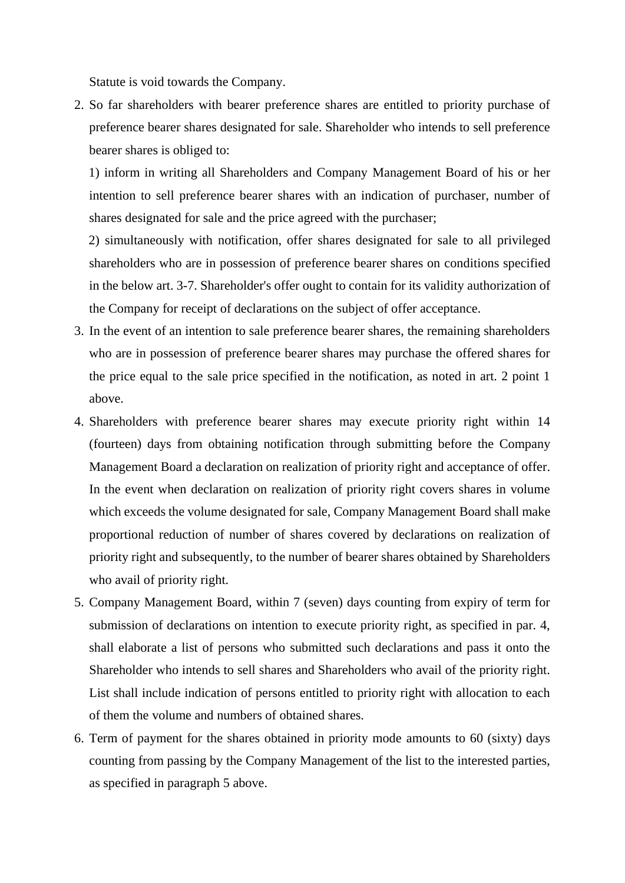Statute is void towards the Company.

2. So far shareholders with bearer preference shares are entitled to priority purchase of preference bearer shares designated for sale. Shareholder who intends to sell preference bearer shares is obliged to:

   1) inform in writing all Shareholders and Company Management Board of his or her intention to sell preference bearer shares with an indication of purchaser, number of shares designated for sale and the price agreed with the purchaser;

   2) simultaneously with notification, offer shares designated for sale to all privileged shareholders who are in possession of preference bearer shares on conditions specified in the below art. 3-7. Shareholder's offer ought to contain for its validity authorization of the Company for receipt of declarations on the subject of offer acceptance.

3. In the event of an intention to sale preference bearer shares, the remaining shareholders who are in possession of preference bearer shares may purchase the offered shares for the price equal to the sale price specified in the notification, as noted in art. 2 point 1 above.

4. Shareholders with preference bearer shares may execute priority right within 14 (fourteen) days from obtaining notification through submitting before the Company Management Board a declaration on realization of priority right and acceptance of offer. In the event when declaration on realization of priority right covers shares in volume which exceeds the volume designated for sale, Company Management Board shall make proportional reduction of number of shares covered by declarations on realization of priority right and subsequently, to the number of bearer shares obtained by Shareholders who avail of priority right.

5. Company Management Board, within 7 (seven) days counting from expiry of term for submission of declarations on intention to execute priority right, as specified in par. 4, shall elaborate a list of persons who submitted such declarations and pass it onto the Shareholder who intends to sell shares and Shareholders who avail of the priority right. List shall include indication of persons entitled to priority right with allocation to each of them the volume and numbers of obtained shares.

6. Term of payment for the shares obtained in priority mode amounts to 60 (sixty) days counting from passing by the Company Management of the list to the interested parties, as specified in paragraph 5 above.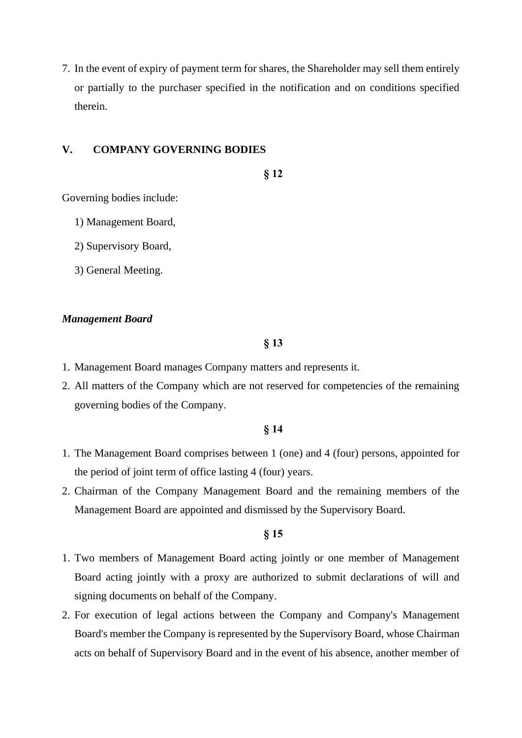7. In the event of expiry of payment term for shares, the Shareholder may sell them entirely or partially to the purchaser specified in the notification and on conditions specified therein.

## V. COMPANY GOVERNING BODIES

**§ 12**

Governing bodies include:

1) Management Board,

2) Supervisory Board,

3) General Meeting.

### *Management Board*

**§ 13**

1. Management Board manages Company matters and represents it.
2. All matters of the Company which are not reserved for competencies of the remaining governing bodies of the Company.

**§ 14**

1. The Management Board comprises between 1 (one) and 4 (four) persons, appointed for the period of joint term of office lasting 4 (four) years.
2. Chairman of the Company Management Board and the remaining members of the Management Board are appointed and dismissed by the Supervisory Board.

**§ 15**

1. Two members of Management Board acting jointly or one member of Management Board acting jointly with a proxy are authorized to submit declarations of will and signing documents on behalf of the Company.
2. For execution of legal actions between the Company and Company's Management Board's member the Company is represented by the Supervisory Board, whose Chairman acts on behalf of Supervisory Board and in the event of his absence, another member of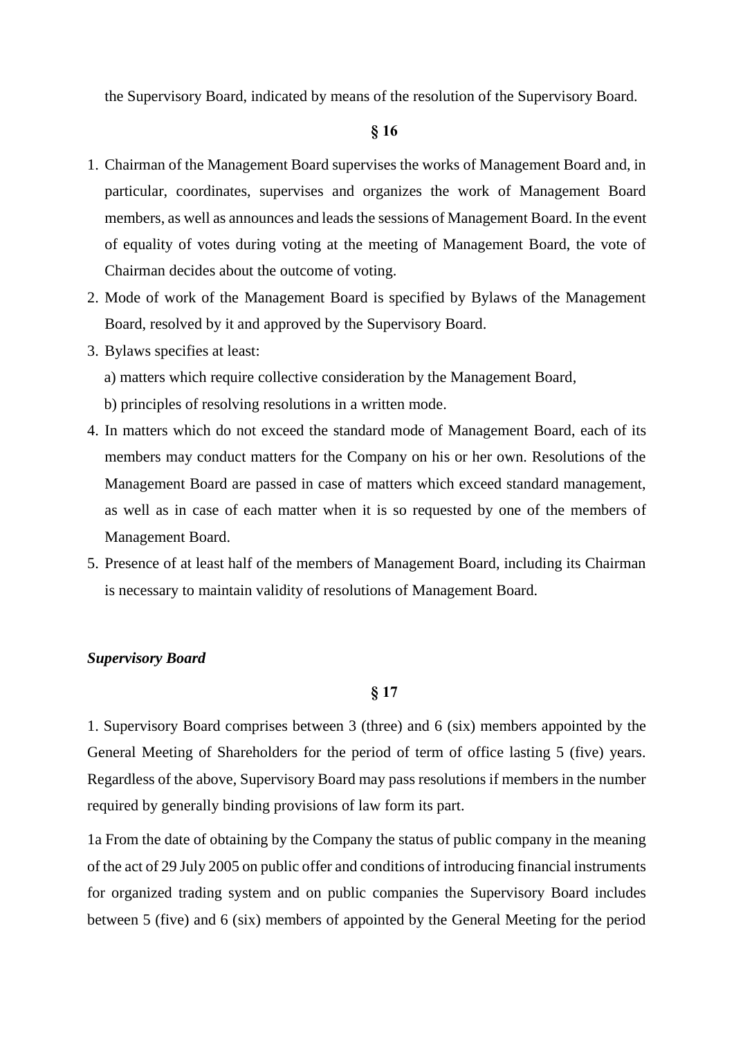the Supervisory Board, indicated by means of the resolution of the Supervisory Board.

**§ 16**

1. Chairman of the Management Board supervises the works of Management Board and, in particular, coordinates, supervises and organizes the work of Management Board members, as well as announces and leads the sessions of Management Board. In the event of equality of votes during voting at the meeting of Management Board, the vote of Chairman decides about the outcome of voting.
2. Mode of work of the Management Board is specified by Bylaws of the Management Board, resolved by it and approved by the Supervisory Board.
3. Bylaws specifies at least:
   a) matters which require collective consideration by the Management Board,
   b) principles of resolving resolutions in a written mode.
4. In matters which do not exceed the standard mode of Management Board, each of its members may conduct matters for the Company on his or her own. Resolutions of the Management Board are passed in case of matters which exceed standard management, as well as in case of each matter when it is so requested by one of the members of Management Board.
5. Presence of at least half of the members of Management Board, including its Chairman is necessary to maintain validity of resolutions of Management Board.

***Supervisory Board***

**§ 17**

1. Supervisory Board comprises between 3 (three) and 6 (six) members appointed by the General Meeting of Shareholders for the period of term of office lasting 5 (five) years. Regardless of the above, Supervisory Board may pass resolutions if members in the number required by generally binding provisions of law form its part.

1a From the date of obtaining by the Company the status of public company in the meaning of the act of 29 July 2005 on public offer and conditions of introducing financial instruments for organized trading system and on public companies the Supervisory Board includes between 5 (five) and 6 (six) members of appointed by the General Meeting for the period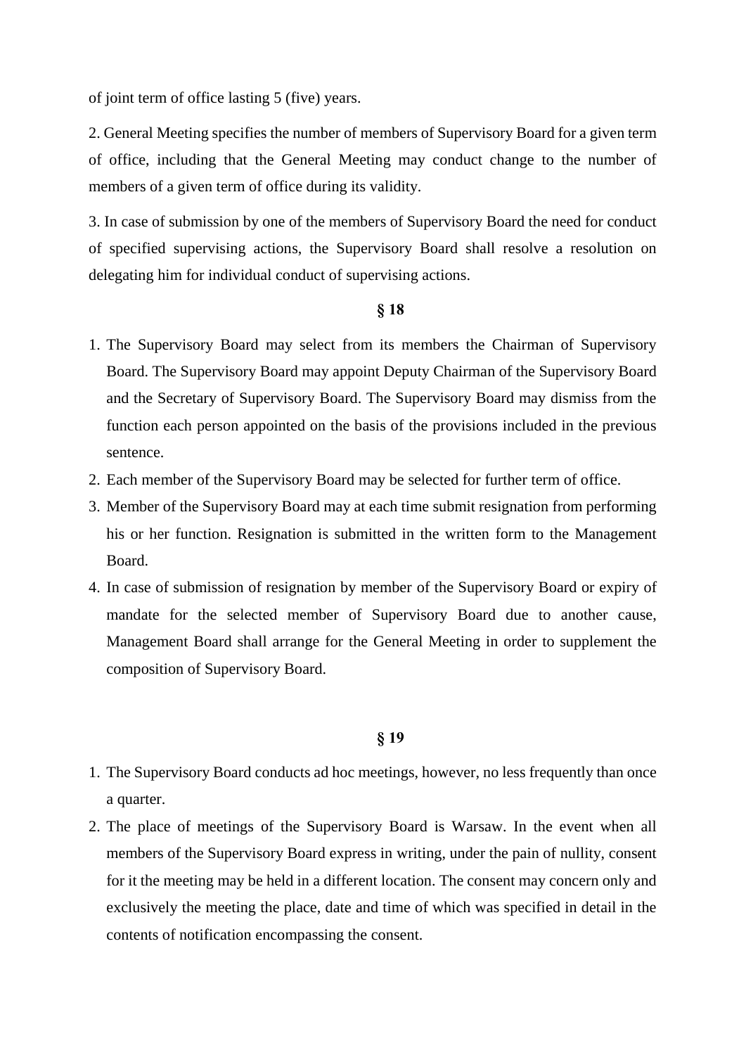of joint term of office lasting 5 (five) years.

2. General Meeting specifies the number of members of Supervisory Board for a given term of office, including that the General Meeting may conduct change to the number of members of a given term of office during its validity.

3. In case of submission by one of the members of Supervisory Board the need for conduct of specified supervising actions, the Supervisory Board shall resolve a resolution on delegating him for individual conduct of supervising actions.

**§ 18**

1. The Supervisory Board may select from its members the Chairman of Supervisory Board. The Supervisory Board may appoint Deputy Chairman of the Supervisory Board and the Secretary of Supervisory Board. The Supervisory Board may dismiss from the function each person appointed on the basis of the provisions included in the previous sentence.
2. Each member of the Supervisory Board may be selected for further term of office.
3. Member of the Supervisory Board may at each time submit resignation from performing his or her function. Resignation is submitted in the written form to the Management Board.
4. In case of submission of resignation by member of the Supervisory Board or expiry of mandate for the selected member of Supervisory Board due to another cause, Management Board shall arrange for the General Meeting in order to supplement the composition of Supervisory Board.

**§ 19**

1. The Supervisory Board conducts ad hoc meetings, however, no less frequently than once a quarter.
2. The place of meetings of the Supervisory Board is Warsaw. In the event when all members of the Supervisory Board express in writing, under the pain of nullity, consent for it the meeting may be held in a different location. The consent may concern only and exclusively the meeting the place, date and time of which was specified in detail in the contents of notification encompassing the consent.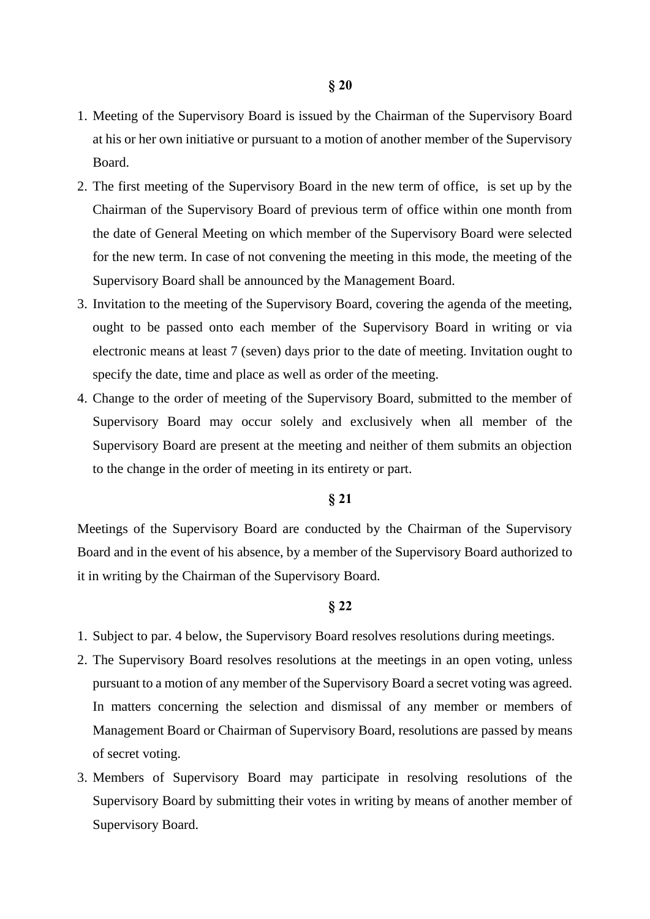## § 20

1. Meeting of the Supervisory Board is issued by the Chairman of the Supervisory Board at his or her own initiative or pursuant to a motion of another member of the Supervisory Board.
2. The first meeting of the Supervisory Board in the new term of office, is set up by the Chairman of the Supervisory Board of previous term of office within one month from the date of General Meeting on which member of the Supervisory Board were selected for the new term. In case of not convening the meeting in this mode, the meeting of the Supervisory Board shall be announced by the Management Board.
3. Invitation to the meeting of the Supervisory Board, covering the agenda of the meeting, ought to be passed onto each member of the Supervisory Board in writing or via electronic means at least 7 (seven) days prior to the date of meeting. Invitation ought to specify the date, time and place as well as order of the meeting.
4. Change to the order of meeting of the Supervisory Board, submitted to the member of Supervisory Board may occur solely and exclusively when all member of the Supervisory Board are present at the meeting and neither of them submits an objection to the change in the order of meeting in its entirety or part.

## § 21

Meetings of the Supervisory Board are conducted by the Chairman of the Supervisory Board and in the event of his absence, by a member of the Supervisory Board authorized to it in writing by the Chairman of the Supervisory Board.

## § 22

1. Subject to par. 4 below, the Supervisory Board resolves resolutions during meetings.
2. The Supervisory Board resolves resolutions at the meetings in an open voting, unless pursuant to a motion of any member of the Supervisory Board a secret voting was agreed. In matters concerning the selection and dismissal of any member or members of Management Board or Chairman of Supervisory Board, resolutions are passed by means of secret voting.
3. Members of Supervisory Board may participate in resolving resolutions of the Supervisory Board by submitting their votes in writing by means of another member of Supervisory Board.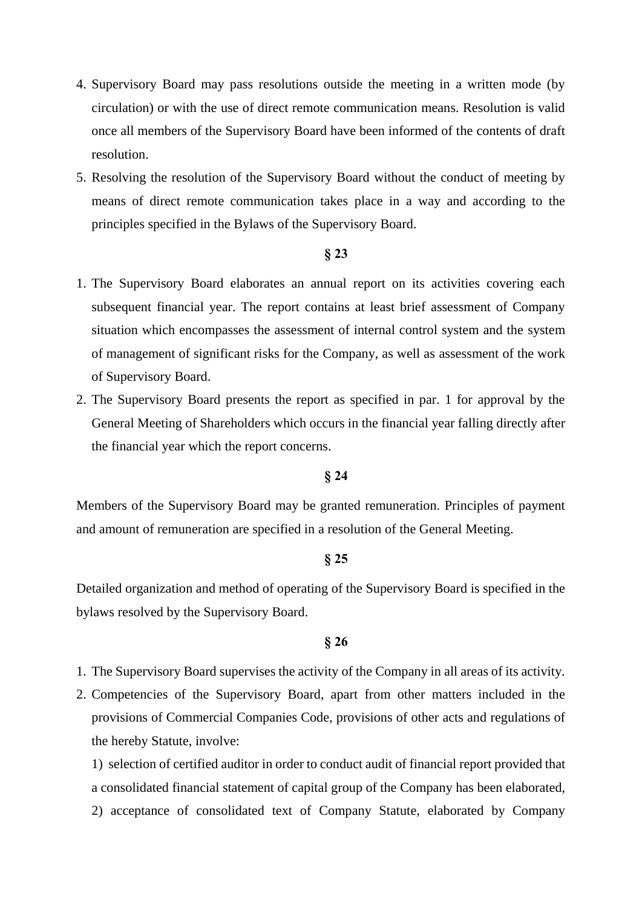4. Supervisory Board may pass resolutions outside the meeting in a written mode (by circulation) or with the use of direct remote communication means. Resolution is valid once all members of the Supervisory Board have been informed of the contents of draft resolution.
5. Resolving the resolution of the Supervisory Board without the conduct of meeting by means of direct remote communication takes place in a way and according to the principles specified in the Bylaws of the Supervisory Board.

**§ 23**

1. The Supervisory Board elaborates an annual report on its activities covering each subsequent financial year. The report contains at least brief assessment of Company situation which encompasses the assessment of internal control system and the system of management of significant risks for the Company, as well as assessment of the work of Supervisory Board.
2. The Supervisory Board presents the report as specified in par. 1 for approval by the General Meeting of Shareholders which occurs in the financial year falling directly after the financial year which the report concerns.

**§ 24**

Members of the Supervisory Board may be granted remuneration. Principles of payment and amount of remuneration are specified in a resolution of the General Meeting.

**§ 25**

Detailed organization and method of operating of the Supervisory Board is specified in the bylaws resolved by the Supervisory Board.

**§ 26**

1. The Supervisory Board supervises the activity of the Company in all areas of its activity.
2. Competencies of the Supervisory Board, apart from other matters included in the provisions of Commercial Companies Code, provisions of other acts and regulations of the hereby Statute, involve:

   1) selection of certified auditor in order to conduct audit of financial report provided that a consolidated financial statement of capital group of the Company has been elaborated,

   2) acceptance of consolidated text of Company Statute, elaborated by Company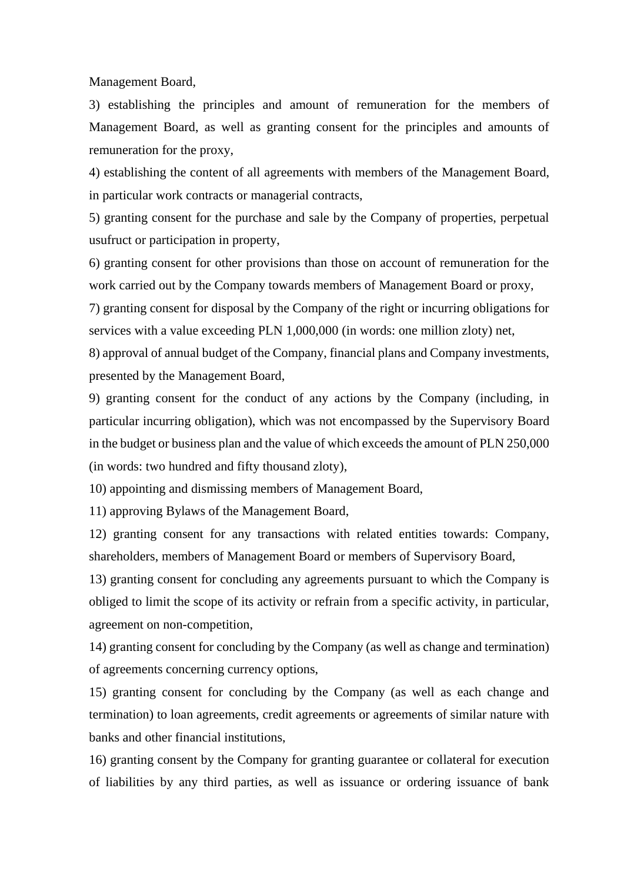Management Board,

3) establishing the principles and amount of remuneration for the members of Management Board, as well as granting consent for the principles and amounts of remuneration for the proxy,

4) establishing the content of all agreements with members of the Management Board, in particular work contracts or managerial contracts,

5) granting consent for the purchase and sale by the Company of properties, perpetual usufruct or participation in property,

6) granting consent for other provisions than those on account of remuneration for the work carried out by the Company towards members of Management Board or proxy,

7) granting consent for disposal by the Company of the right or incurring obligations for services with a value exceeding PLN 1,000,000 (in words: one million zloty) net,

8) approval of annual budget of the Company, financial plans and Company investments, presented by the Management Board,

9) granting consent for the conduct of any actions by the Company (including, in particular incurring obligation), which was not encompassed by the Supervisory Board in the budget or business plan and the value of which exceeds the amount of PLN 250,000 (in words: two hundred and fifty thousand zloty),

10) appointing and dismissing members of Management Board,

11) approving Bylaws of the Management Board,

12) granting consent for any transactions with related entities towards: Company, shareholders, members of Management Board or members of Supervisory Board,

13) granting consent for concluding any agreements pursuant to which the Company is obliged to limit the scope of its activity or refrain from a specific activity, in particular, agreement on non-competition,

14) granting consent for concluding by the Company (as well as change and termination) of agreements concerning currency options,

15) granting consent for concluding by the Company (as well as each change and termination) to loan agreements, credit agreements or agreements of similar nature with banks and other financial institutions,

16) granting consent by the Company for granting guarantee or collateral for execution of liabilities by any third parties, as well as issuance or ordering issuance of bank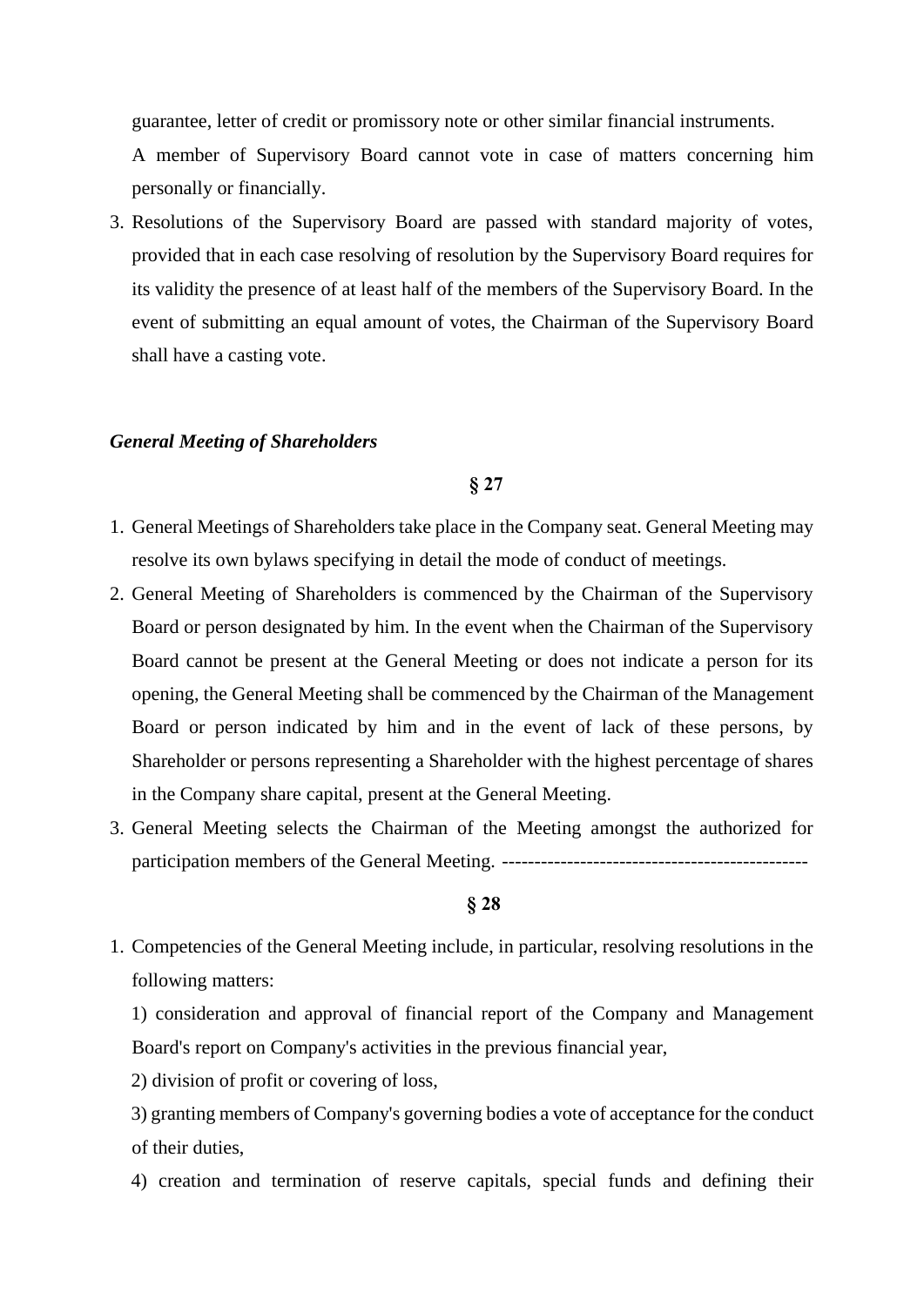guarantee, letter of credit or promissory note or other similar financial instruments.

A member of Supervisory Board cannot vote in case of matters concerning him personally or financially.

3. Resolutions of the Supervisory Board are passed with standard majority of votes, provided that in each case resolving of resolution by the Supervisory Board requires for its validity the presence of at least half of the members of the Supervisory Board. In the event of submitting an equal amount of votes, the Chairman of the Supervisory Board shall have a casting vote.

***General Meeting of Shareholders***

**§ 27**

1. General Meetings of Shareholders take place in the Company seat. General Meeting may resolve its own bylaws specifying in detail the mode of conduct of meetings.
2. General Meeting of Shareholders is commenced by the Chairman of the Supervisory Board or person designated by him. In the event when the Chairman of the Supervisory Board cannot be present at the General Meeting or does not indicate a person for its opening, the General Meeting shall be commenced by the Chairman of the Management Board or person indicated by him and in the event of lack of these persons, by Shareholder or persons representing a Shareholder with the highest percentage of shares in the Company share capital, present at the General Meeting.
3. General Meeting selects the Chairman of the Meeting amongst the authorized for participation members of the General Meeting. -----------------------------------------------

**§ 28**

1. Competencies of the General Meeting include, in particular, resolving resolutions in the following matters:

   1) consideration and approval of financial report of the Company and Management Board's report on Company's activities in the previous financial year,

   2) division of profit or covering of loss,

   3) granting members of Company's governing bodies a vote of acceptance for the conduct of their duties,

   4) creation and termination of reserve capitals, special funds and defining their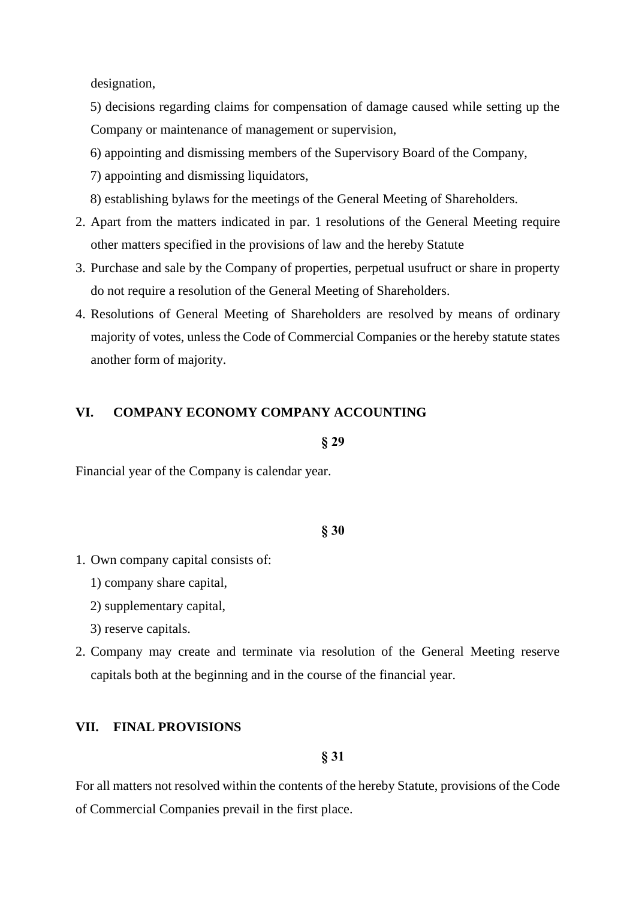designation,

5) decisions regarding claims for compensation of damage caused while setting up the Company or maintenance of management or supervision,

6) appointing and dismissing members of the Supervisory Board of the Company,

7) appointing and dismissing liquidators,

8) establishing bylaws for the meetings of the General Meeting of Shareholders.

2. Apart from the matters indicated in par. 1 resolutions of the General Meeting require other matters specified in the provisions of law and the hereby Statute
3. Purchase and sale by the Company of properties, perpetual usufruct or share in property do not require a resolution of the General Meeting of Shareholders.
4. Resolutions of General Meeting of Shareholders are resolved by means of ordinary majority of votes, unless the Code of Commercial Companies or the hereby statute states another form of majority.

## VI. COMPANY ECONOMY COMPANY ACCOUNTING

**§ 29**

Financial year of the Company is calendar year.

**§ 30**

1. Own company capital consists of:

   1) company share capital,

   2) supplementary capital,

   3) reserve capitals.

2. Company may create and terminate via resolution of the General Meeting reserve capitals both at the beginning and in the course of the financial year.

## VII. FINAL PROVISIONS

**§ 31**

For all matters not resolved within the contents of the hereby Statute, provisions of the Code of Commercial Companies prevail in the first place.